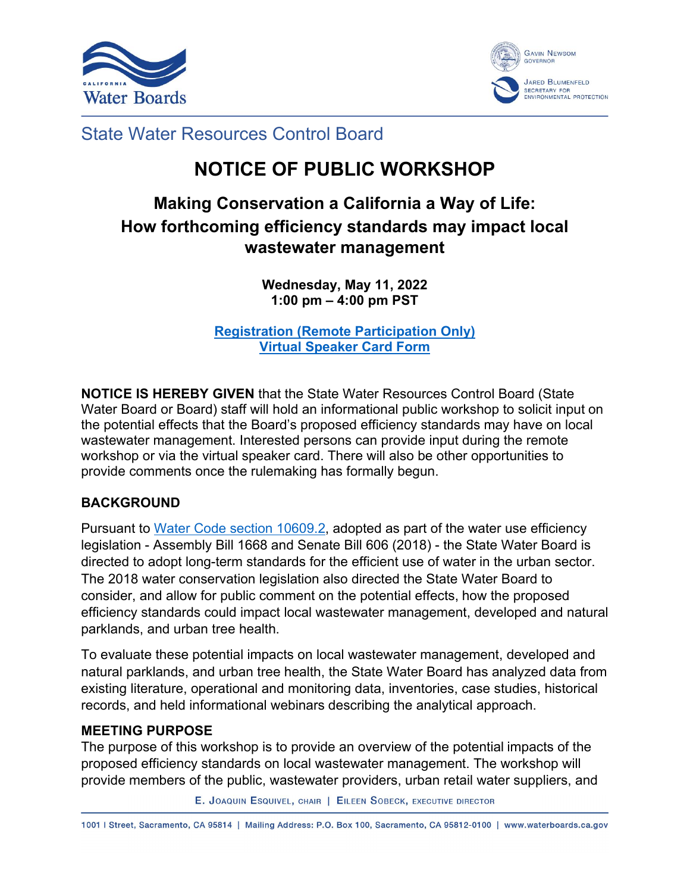State Water Resources Control Board

# NOTICE OF PUBLIC WORKSHOP

## Making Conservation a California a Way of Life: How forthcoming efficiency standards may impact local wastewater management

**Wednesday, May 11, 2022**
**1:00 pm – 4:00 pm PST**

**Registration (Remote Participation Only)**
**Virtual Speaker Card Form**

**NOTICE IS HEREBY GIVEN** that the State Water Resources Control Board (State Water Board or Board) staff will hold an informational public workshop to solicit input on the potential effects that the Board's proposed efficiency standards may have on local wastewater management. Interested persons can provide input during the remote workshop or via the virtual speaker card. There will also be other opportunities to provide comments once the rulemaking has formally begun.

### BACKGROUND

Pursuant to Water Code section 10609.2, adopted as part of the water use efficiency legislation - Assembly Bill 1668 and Senate Bill 606 (2018) - the State Water Board is directed to adopt long-term standards for the efficient use of water in the urban sector. The 2018 water conservation legislation also directed the State Water Board to consider, and allow for public comment on the potential effects, how the proposed efficiency standards could impact local wastewater management, developed and natural parklands, and urban tree health.

To evaluate these potential impacts on local wastewater management, developed and natural parklands, and urban tree health, the State Water Board has analyzed data from existing literature, operational and monitoring data, inventories, case studies, historical records, and held informational webinars describing the analytical approach.

### MEETING PURPOSE

The purpose of this workshop is to provide an overview of the potential impacts of the proposed efficiency standards on local wastewater management. The workshop will provide members of the public, wastewater providers, urban retail water suppliers, and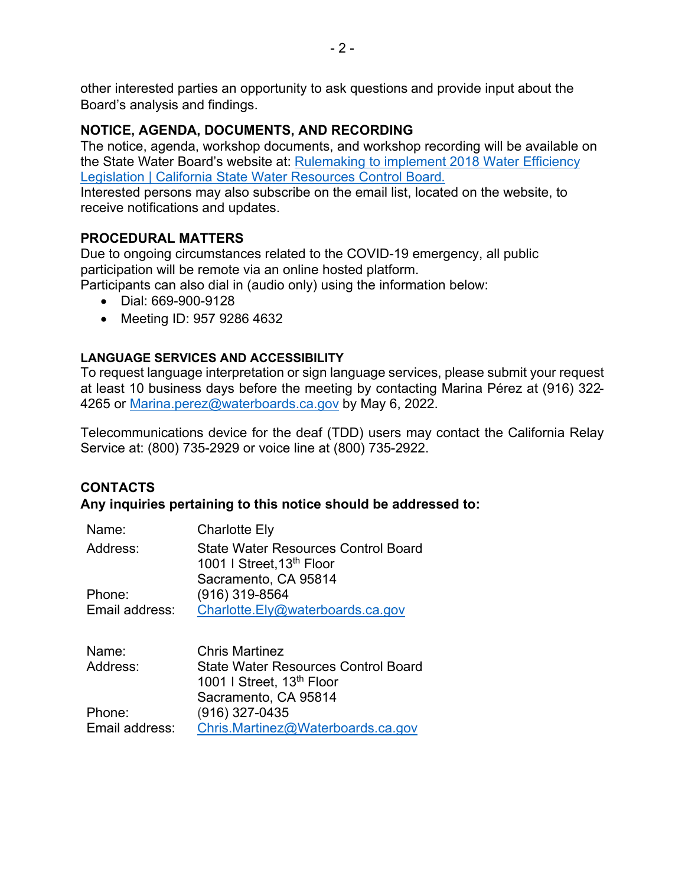other interested parties an opportunity to ask questions and provide input about the Board's analysis and findings.

## NOTICE, AGENDA, DOCUMENTS, AND RECORDING

The notice, agenda, workshop documents, and workshop recording will be available on the State Water Board's website at: Rulemaking to implement 2018 Water Efficiency Legislation | California State Water Resources Control Board.
Interested persons may also subscribe on the email list, located on the website, to receive notifications and updates.

## PROCEDURAL MATTERS

Due to ongoing circumstances related to the COVID-19 emergency, all public participation will be remote via an online hosted platform.
Participants can also dial in (audio only) using the information below:

- Dial: 669-900-9128
- Meeting ID: 957 9286 4632

## LANGUAGE SERVICES AND ACCESSIBILITY

To request language interpretation or sign language services, please submit your request at least 10 business days before the meeting by contacting Marina Pérez at (916) 322-4265 or Marina.perez@waterboards.ca.gov by May 6, 2022.

Telecommunications device for the deaf (TDD) users may contact the California Relay Service at: (800) 735-2929 or voice line at (800) 735-2922.

## CONTACTS

**Any inquiries pertaining to this notice should be addressed to:**

| | |
|---|---|
| Name: | Charlotte Ely |
| Address: | State Water Resources Control Board<br>1001 I Street, 13th Floor<br>Sacramento, CA 95814 |
| Phone: | (916) 319-8564 |
| Email address: | Charlotte.Ely@waterboards.ca.gov |

| | |
|---|---|
| Name: | Chris Martinez |
| Address: | State Water Resources Control Board<br>1001 I Street, 13th Floor<br>Sacramento, CA 95814 |
| Phone: | (916) 327-0435 |
| Email address: | Chris.Martinez@Waterboards.ca.gov |